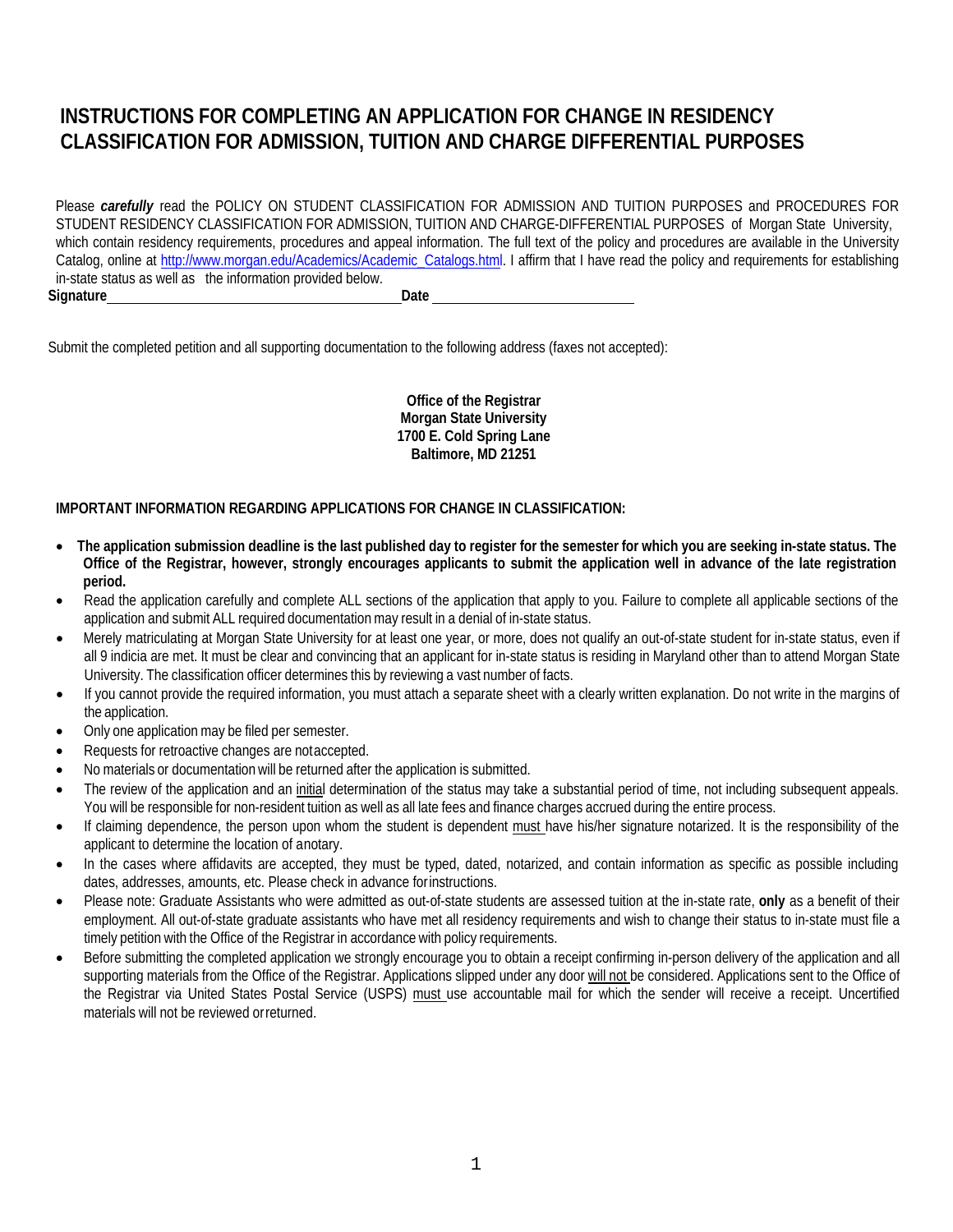# INSTRUCTIONS FOR COMPLETING AN APPLICATION FOR CHANGE IN RESIDENCY CLASSIFICATION FOR ADMISSION, TUITION AND CHARGE DIFFERENTIAL PURPOSES

Please ***carefully*** read the POLICY ON STUDENT CLASSIFICATION FOR ADMISSION AND TUITION PURPOSES and PROCEDURES FOR STUDENT RESIDENCY CLASSIFICATION FOR ADMISSION, TUITION AND CHARGE-DIFFERENTIAL PURPOSES of Morgan State University, which contain residency requirements, procedures and appeal information. The full text of the policy and procedures are available in the University Catalog, online at [http://www.morgan.edu/Academics/Academic_Catalogs.html](http://www.morgan.edu/Academics/Academic_Catalogs.html). I affirm that I have read the policy and requirements for establishing in-state status as well as the information provided below.

**Signature**\_\_\_\_\_\_\_\_\_\_\_\_\_\_\_\_\_\_\_\_\_\_\_\_\_\_\_\_\_\_\_\_\_\_\_\_\_\_**Date** \_\_\_\_\_\_\_\_\_\_\_\_\_\_\_\_\_\_\_\_\_\_\_\_\_\_\_

Submit the completed petition and all supporting documentation to the following address (faxes not accepted):

**Office of the Registrar**
**Morgan State University**
**1700 E. Cold Spring Lane**
**Baltimore, MD 21251**

**IMPORTANT INFORMATION REGARDING APPLICATIONS FOR CHANGE IN CLASSIFICATION:**

- **The application submission deadline is the last published day to register for the semester for which you are seeking in-state status. The Office of the Registrar, however, strongly encourages applicants to submit the application well in advance of the late registration period.**
- Read the application carefully and complete ALL sections of the application that apply to you. Failure to complete all applicable sections of the application and submit ALL required documentation may result in a denial of in-state status.
- Merely matriculating at Morgan State University for at least one year, or more, does not qualify an out-of-state student for in-state status, even if all 9 indicia are met. It must be clear and convincing that an applicant for in-state status is residing in Maryland other than to attend Morgan State University. The classification officer determines this by reviewing a vast number of facts.
- If you cannot provide the required information, you must attach a separate sheet with a clearly written explanation. Do not write in the margins of the application.
- Only one application may be filed per semester.
- Requests for retroactive changes are not accepted.
- No materials or documentation will be returned after the application is submitted.
- The review of the application and an <u>initial</u> determination of the status may take a substantial period of time, not including subsequent appeals. You will be responsible for non-resident tuition as well as all late fees and finance charges accrued during the entire process.
- If claiming dependence, the person upon whom the student is dependent <u>must</u> have his/her signature notarized. It is the responsibility of the applicant to determine the location of a notary.
- In the cases where affidavits are accepted, they must be typed, dated, notarized, and contain information as specific as possible including dates, addresses, amounts, etc. Please check in advance for instructions.
- Please note: Graduate Assistants who were admitted as out-of-state students are assessed tuition at the in-state rate, **only** as a benefit of their employment. All out-of-state graduate assistants who have met all residency requirements and wish to change their status to in-state must file a timely petition with the Office of the Registrar in accordance with policy requirements.
- Before submitting the completed application we strongly encourage you to obtain a receipt confirming in-person delivery of the application and all supporting materials from the Office of the Registrar. Applications slipped under any door <u>will not</u> be considered. Applications sent to the Office of the Registrar via United States Postal Service (USPS) <u>must</u> use accountable mail for which the sender will receive a receipt. Uncertified materials will not be reviewed or returned.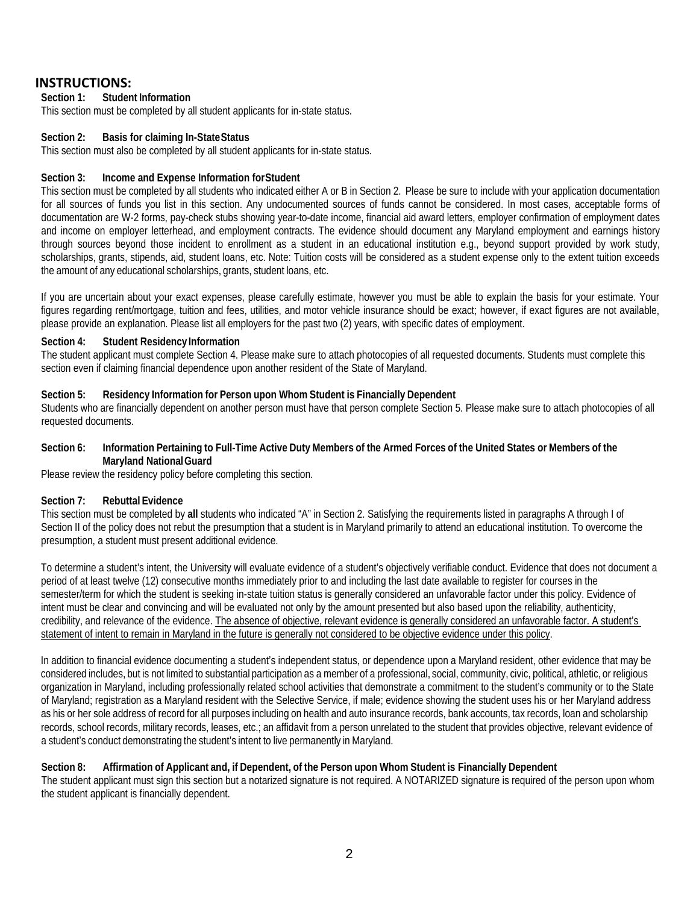# INSTRUCTIONS:

**Section 1: Student Information**

This section must be completed by all student applicants for in-state status.

**Section 2: Basis for claiming In-State Status**

This section must also be completed by all student applicants for in-state status.

**Section 3: Income and Expense Information for Student**

This section must be completed by all students who indicated either A or B in Section 2. Please be sure to include with your application documentation for all sources of funds you list in this section. Any undocumented sources of funds cannot be considered. In most cases, acceptable forms of documentation are W-2 forms, pay-check stubs showing year-to-date income, financial aid award letters, employer confirmation of employment dates and income on employer letterhead, and employment contracts. The evidence should document any Maryland employment and earnings history through sources beyond those incident to enrollment as a student in an educational institution e.g., beyond support provided by work study, scholarships, grants, stipends, aid, student loans, etc. Note: Tuition costs will be considered as a student expense only to the extent tuition exceeds the amount of any educational scholarships, grants, student loans, etc.

If you are uncertain about your exact expenses, please carefully estimate, however you must be able to explain the basis for your estimate. Your figures regarding rent/mortgage, tuition and fees, utilities, and motor vehicle insurance should be exact; however, if exact figures are not available, please provide an explanation. Please list all employers for the past two (2) years, with specific dates of employment.

**Section 4: Student Residency Information**

The student applicant must complete Section 4. Please make sure to attach photocopies of all requested documents. Students must complete this section even if claiming financial dependence upon another resident of the State of Maryland.

**Section 5: Residency Information for Person upon Whom Student is Financially Dependent**

Students who are financially dependent on another person must have that person complete Section 5. Please make sure to attach photocopies of all requested documents.

**Section 6: Information Pertaining to Full-Time Active Duty Members of the Armed Forces of the United States or Members of the Maryland National Guard**

Please review the residency policy before completing this section.

**Section 7: Rebuttal Evidence**

This section must be completed by **all** students who indicated "A" in Section 2. Satisfying the requirements listed in paragraphs A through I of Section II of the policy does not rebut the presumption that a student is in Maryland primarily to attend an educational institution. To overcome the presumption, a student must present additional evidence.

To determine a student's intent, the University will evaluate evidence of a student's objectively verifiable conduct. Evidence that does not document a period of at least twelve (12) consecutive months immediately prior to and including the last date available to register for courses in the semester/term for which the student is seeking in-state tuition status is generally considered an unfavorable factor under this policy. Evidence of intent must be clear and convincing and will be evaluated not only by the amount presented but also based upon the reliability, authenticity, credibility, and relevance of the evidence. <u>The absence of objective, relevant evidence is generally considered an unfavorable factor. A student's statement of intent to remain in Maryland in the future is generally not considered to be objective evidence under this policy</u>.

In addition to financial evidence documenting a student's independent status, or dependence upon a Maryland resident, other evidence that may be considered includes, but is not limited to substantial participation as a member of a professional, social, community, civic, political, athletic, or religious organization in Maryland, including professionally related school activities that demonstrate a commitment to the student's community or to the State of Maryland; registration as a Maryland resident with the Selective Service, if male; evidence showing the student uses his or her Maryland address as his or her sole address of record for all purposes including on health and auto insurance records, bank accounts, tax records, loan and scholarship records, school records, military records, leases, etc.; an affidavit from a person unrelated to the student that provides objective, relevant evidence of a student's conduct demonstrating the student's intent to live permanently in Maryland.

**Section 8: Affirmation of Applicant and, if Dependent, of the Person upon Whom Student is Financially Dependent**

The student applicant must sign this section but a notarized signature is not required. A NOTARIZED signature is required of the person upon whom the student applicant is financially dependent.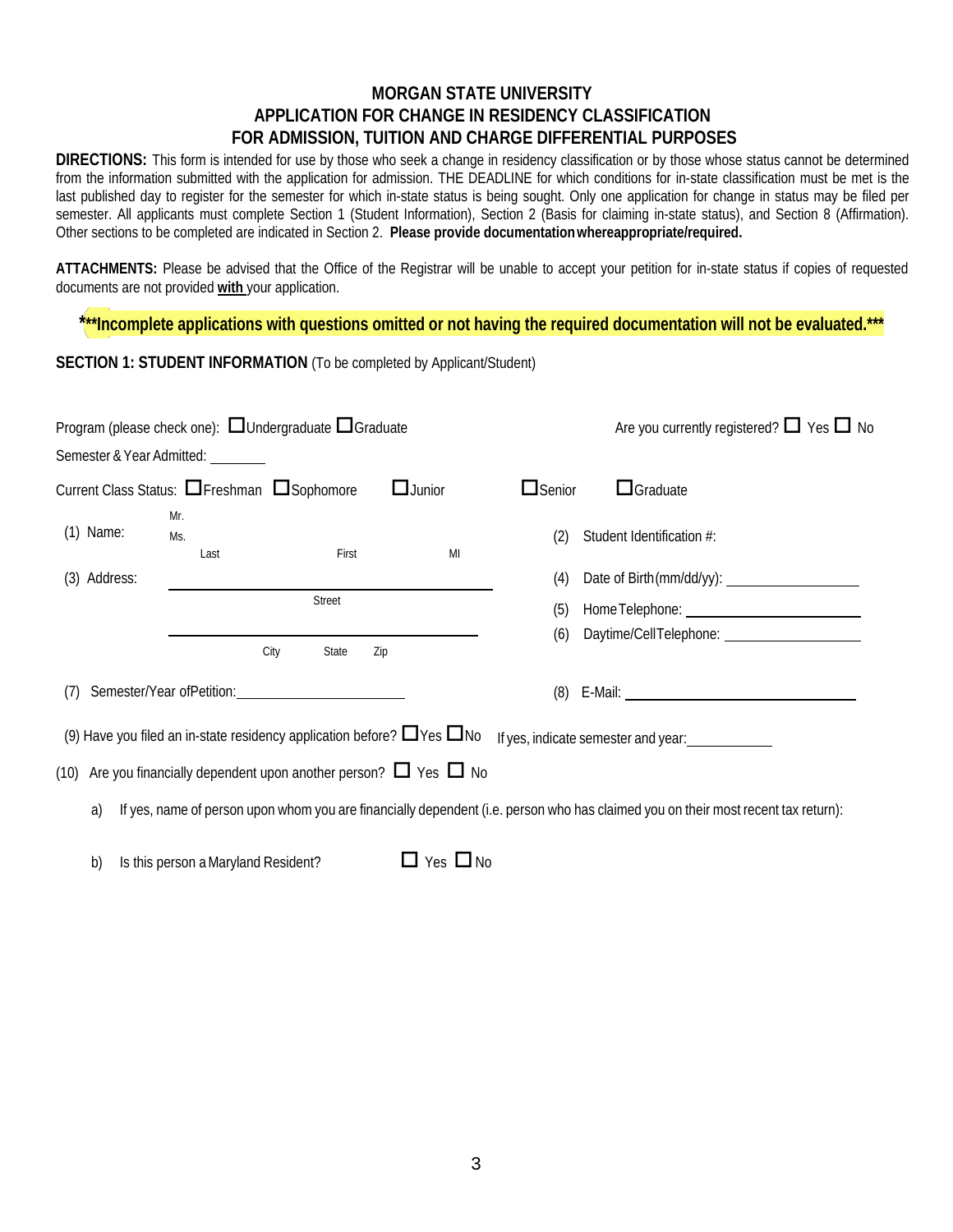# MORGAN STATE UNIVERSITY
## APPLICATION FOR CHANGE IN RESIDENCY CLASSIFICATION
## FOR ADMISSION, TUITION AND CHARGE DIFFERENTIAL PURPOSES

**DIRECTIONS:** This form is intended for use by those who seek a change in residency classification or by those whose status cannot be determined from the information submitted with the application for admission. THE DEADLINE for which conditions for in-state classification must be met is the last published day to register for the semester for which in-state status is being sought. Only one application for change in status may be filed per semester. All applicants must complete Section 1 (Student Information), Section 2 (Basis for claiming in-state status), and Section 8 (Affirmation). Other sections to be completed are indicated in Section 2. **Please provide documentation where appropriate/required.**

**ATTACHMENTS:** Please be advised that the Office of the Registrar will be unable to accept your petition for in-state status if copies of requested documents are not provided **with** your application.

**\*\*\*Incomplete applications with questions omitted or not having the required documentation will not be evaluated.\*\*\***

**SECTION 1: STUDENT INFORMATION** (To be completed by Applicant/Student)

Program (please check one): ☐ Undergraduate ☐ Graduate

Are you currently registered? ☐ Yes ☐ No

Semester & Year Admitted: ________

Current Class Status: ☐ Freshman ☐ Sophomore ☐ Junior ☐ Senior ☐ Graduate

(1) Name: Mr. / Ms. ____________________ Last ____________________ First ____ MI

(2) Student Identification #: ____________________

(3) Address: ________________________________________ Street

________________________________________ City State Zip

(4) Date of Birth (mm/dd/yy): ____________________

(5) Home Telephone: ____________________

(6) Daytime/Cell Telephone: ____________________

(7) Semester/Year of Petition: ____________________

(8) E-Mail: ____________________

(9) Have you filed an in-state residency application before? ☐ Yes ☐ No If yes, indicate semester and year: ____________

(10) Are you financially dependent upon another person? ☐ Yes ☐ No

a) If yes, name of person upon whom you are financially dependent (i.e. person who has claimed you on their most recent tax return):

b) Is this person a Maryland Resident? ☐ Yes ☐ No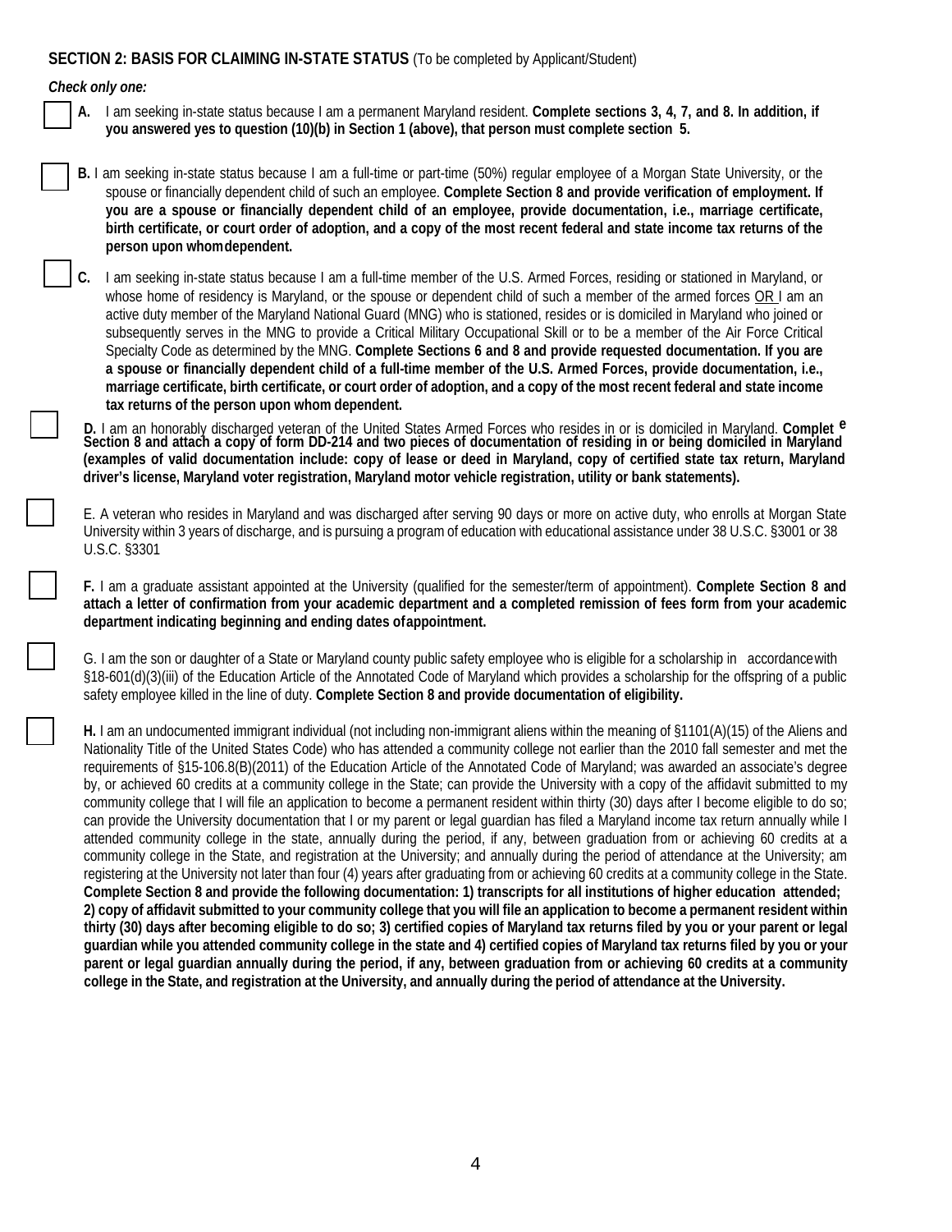**SECTION 2: BASIS FOR CLAIMING IN-STATE STATUS** (To be completed by Applicant/Student)

***Check only one:***

☐ **A.** I am seeking in-state status because I am a permanent Maryland resident. **Complete sections 3, 4, 7, and 8. In addition, if you answered yes to question (10)(b) in Section 1 (above), that person must complete section 5.**

☐ **B.** I am seeking in-state status because I am a full-time or part-time (50%) regular employee of a Morgan State University, or the spouse or financially dependent child of such an employee. **Complete Section 8 and provide verification of employment. If you are a spouse or financially dependent child of an employee, provide documentation, i.e., marriage certificate, birth certificate, or court order of adoption, and a copy of the most recent federal and state income tax returns of the person upon whom dependent.**

☐ **C.** I am seeking in-state status because I am a full-time member of the U.S. Armed Forces, residing or stationed in Maryland, or whose home of residency is Maryland, or the spouse or dependent child of such a member of the armed forces OR I am an active duty member of the Maryland National Guard (MNG) who is stationed, resides or is domiciled in Maryland who joined or subsequently serves in the MNG to provide a Critical Military Occupational Skill or to be a member of the Air Force Critical Specialty Code as determined by the MNG. **Complete Sections 6 and 8 and provide requested documentation. If you are a spouse or financially dependent child of a full-time member of the U.S. Armed Forces, provide documentation, i.e., marriage certificate, birth certificate, or court order of adoption, and a copy of the most recent federal and state income tax returns of the person upon whom dependent.**

☐ **D.** I am an honorably discharged veteran of the United States Armed Forces who resides in or is domiciled in Maryland. **Complete Section 8 and attach a copy of form DD-214 and two pieces of documentation of residing in or being domiciled in Maryland (examples of valid documentation include: copy of lease or deed in Maryland, copy of certified state tax return, Maryland driver's license, Maryland voter registration, Maryland motor vehicle registration, utility or bank statements).**

☐ E. A veteran who resides in Maryland and was discharged after serving 90 days or more on active duty, who enrolls at Morgan State University within 3 years of discharge, and is pursuing a program of education with educational assistance under 38 U.S.C. §3001 or 38 U.S.C. §3301

☐ **F.** I am a graduate assistant appointed at the University (qualified for the semester/term of appointment). **Complete Section 8 and attach a letter of confirmation from your academic department and a completed remission of fees form from your academic department indicating beginning and ending dates of appointment.**

☐ G. I am the son or daughter of a State or Maryland county public safety employee who is eligible for a scholarship in accordance with §18-601(d)(3)(iii) of the Education Article of the Annotated Code of Maryland which provides a scholarship for the offspring of a public safety employee killed in the line of duty. **Complete Section 8 and provide documentation of eligibility.**

☐ **H.** I am an undocumented immigrant individual (not including non-immigrant aliens within the meaning of §1101(A)(15) of the Aliens and Nationality Title of the United States Code) who has attended a community college not earlier than the 2010 fall semester and met the requirements of §15-106.8(B)(2011) of the Education Article of the Annotated Code of Maryland; was awarded an associate's degree by, or achieved 60 credits at a community college in the State; can provide the University with a copy of the affidavit submitted to my community college that I will file an application to become a permanent resident within thirty (30) days after I become eligible to do so; can provide the University documentation that I or my parent or legal guardian has filed a Maryland income tax return annually while I attended community college in the state, annually during the period, if any, between graduation from or achieving 60 credits at a community college in the State, and registration at the University; and annually during the period of attendance at the University; am registering at the University not later than four (4) years after graduating from or achieving 60 credits at a community college in the State. **Complete Section 8 and provide the following documentation: 1) transcripts for all institutions of higher education attended; 2) copy of affidavit submitted to your community college that you will file an application to become a permanent resident within thirty (30) days after becoming eligible to do so; 3) certified copies of Maryland tax returns filed by you or your parent or legal guardian while you attended community college in the state and 4) certified copies of Maryland tax returns filed by you or your parent or legal guardian annually during the period, if any, between graduation from or achieving 60 credits at a community college in the State, and registration at the University, and annually during the period of attendance at the University.**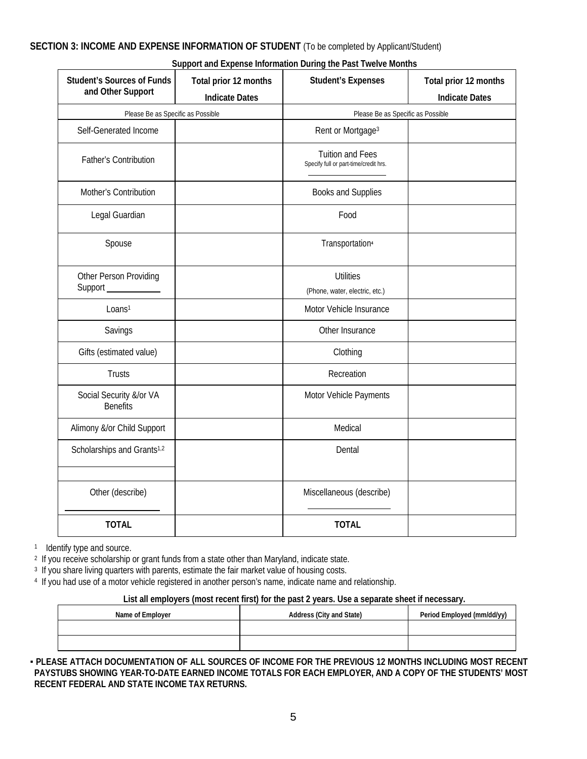**SECTION 3: INCOME AND EXPENSE INFORMATION OF STUDENT** (To be completed by Applicant/Student)

**Support and Expense Information During the Past Twelve Months**

| Student's Sources of Funds and Other Support | Total prior 12 months Indicate Dates | Student's Expenses | Total prior 12 months Indicate Dates |
|---|---|---|---|
| Please Be as Specific as Possible | | Please Be as Specific as Possible | |
| Self-Generated Income | | Rent or Mortgage[3] | |
| Father's Contribution | | Tuition and Fees Specify full or part-time/credit hrs. ______ | |
| Mother's Contribution | | Books and Supplies | |
| Legal Guardian | | Food | |
| Spouse | | Transportation[4] | |
| Other Person Providing Support ______ | | Utilities (Phone, water, electric, etc.) | |
| Loans[1] | | Motor Vehicle Insurance | |
| Savings | | Other Insurance | |
| Gifts (estimated value) | | Clothing | |
| Trusts | | Recreation | |
| Social Security &/or VA Benefits | | Motor Vehicle Payments | |
| Alimony &/or Child Support | | Medical | |
| Scholarships and Grants[1,2] | | Dental | |
| Other (describe) ______ | | Miscellaneous (describe) ______ | |
| **TOTAL** | | **TOTAL** | |

[1] Identify type and source.
[2] If you receive scholarship or grant funds from a state other than Maryland, indicate state.
[3] If you share living quarters with parents, estimate the fair market value of housing costs.
[4] If you had use of a motor vehicle registered in another person's name, indicate name and relationship.

**List all employers (most recent first) for the past 2 years. Use a separate sheet if necessary.**

| Name of Employer | Address (City and State) | Period Employed (mm/dd/yy) |
|---|---|---|
| | | |
| | | |

▪ **PLEASE ATTACH DOCUMENTATION OF ALL SOURCES OF INCOME FOR THE PREVIOUS 12 MONTHS INCLUDING MOST RECENT PAYSTUBS SHOWING YEAR-TO-DATE EARNED INCOME TOTALS FOR EACH EMPLOYER, AND A COPY OF THE STUDENTS' MOST RECENT FEDERAL AND STATE INCOME TAX RETURNS.**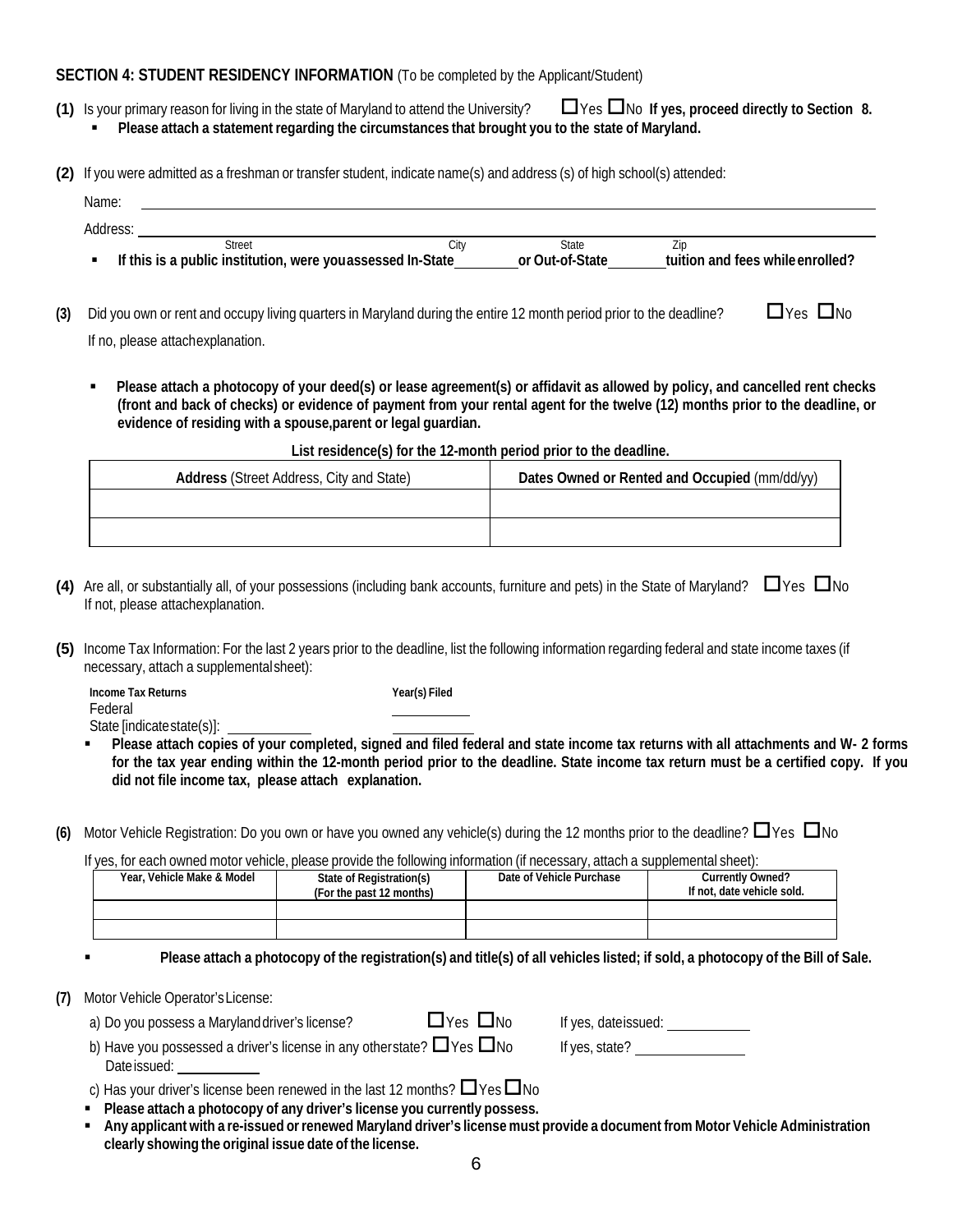**SECTION 4: STUDENT RESIDENCY INFORMATION** (To be completed by the Applicant/Student)

**(1)** Is your primary reason for living in the state of Maryland to attend the University? ☐Yes ☐No **If yes, proceed directly to Section 8.**

- **Please attach a statement regarding the circumstances that brought you to the state of Maryland.**

**(2)** If you were admitted as a freshman or transfer student, indicate name(s) and address (s) of high school(s) attended:

Name: ____________________

Address: ____________________
Street City State Zip

- **If this is a public institution, were you assessed In-State ________ or Out-of-State ________ tuition and fees while enrolled?**

**(3)** Did you own or rent and occupy living quarters in Maryland during the entire 12 month period prior to the deadline? ☐Yes ☐No

If no, please attach explanation.

- **Please attach a photocopy of your deed(s) or lease agreement(s) or affidavit as allowed by policy, and cancelled rent checks (front and back of checks) or evidence of payment from your rental agent for the twelve (12) months prior to the deadline, or evidence of residing with a spouse, parent or legal guardian.**

**List residence(s) for the 12-month period prior to the deadline.**

| **Address** (Street Address, City and State) | **Dates Owned or Rented and Occupied** (mm/dd/yy) |
|---|---|
| | |
| | |

**(4)** Are all, or substantially all, of your possessions (including bank accounts, furniture and pets) in the State of Maryland? ☐Yes ☐No
If not, please attach explanation.

**(5)** Income Tax Information: For the last 2 years prior to the deadline, list the following information regarding federal and state income taxes (if necessary, attach a supplemental sheet):

| **Income Tax Returns** | **Year(s) Filed** |
|---|---|
| Federal | ________ |
| State [indicate state(s)]: ________ | ________ |

- **Please attach copies of your completed, signed and filed federal and state income tax returns with all attachments and W- 2 forms for the tax year ending within the 12-month period prior to the deadline. State income tax return must be a certified copy. If you did not file income tax, please attach explanation.**

**(6)** Motor Vehicle Registration: Do you own or have you owned any vehicle(s) during the 12 months prior to the deadline? ☐Yes ☐No

If yes, for each owned motor vehicle, please provide the following information (if necessary, attach a supplemental sheet):

| **Year, Vehicle Make & Model** | **State of Registration(s) (For the past 12 months)** | **Date of Vehicle Purchase** | **Currently Owned? If not, date vehicle sold.** |
|---|---|---|---|
| | | | |
| | | | |

- **Please attach a photocopy of the registration(s) and title(s) of all vehicles listed; if sold, a photocopy of the Bill of Sale.**

**(7)** Motor Vehicle Operator's License:

a) Do you possess a Maryland driver's license? ☐Yes ☐No If yes, date issued: ________

b) Have you possessed a driver's license in any other state? ☐Yes ☐No If yes, state? ________
Date issued: ________

c) Has your driver's license been renewed in the last 12 months? ☐Yes ☐No

- **Please attach a photocopy of any driver's license you currently possess.**
- **Any applicant with a re-issued or renewed Maryland driver's license must provide a document from Motor Vehicle Administration clearly showing the original issue date of the license.**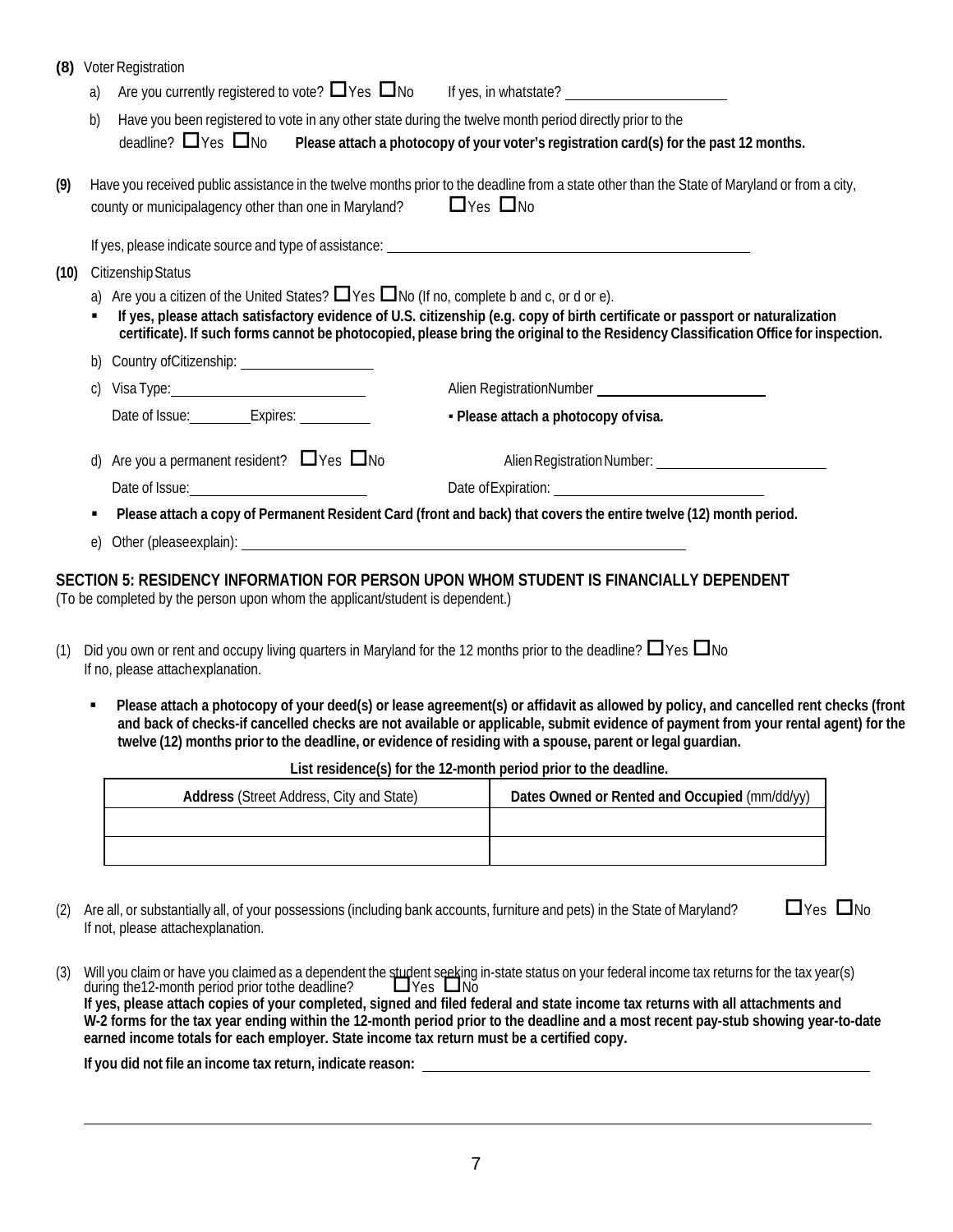**(8)** Voter Registration

a) Are you currently registered to vote? ☐ Yes ☐ No If yes, in whatstate? ______________________

b) Have you been registered to vote in any other state during the twelve month period directly prior to the deadline? ☐ Yes ☐ No **Please attach a photocopy of your voter's registration card(s) for the past 12 months.**

**(9)** Have you received public assistance in the twelve months prior to the deadline from a state other than the State of Maryland or from a city, county or municipalagency other than one in Maryland? ☐ Yes ☐ No

If yes, please indicate source and type of assistance: ______________________________________________

**(10)** Citizenship Status

a) Are you a citizen of the United States? ☐ Yes ☐ No (If no, complete b and c, or d or e).

- **If yes, please attach satisfactory evidence of U.S. citizenship (e.g. copy of birth certificate or passport or naturalization certificate). If such forms cannot be photocopied, please bring the original to the Residency Classification Office for inspection.**

b) Country ofCitizenship: __________________

c) Visa Type: ___________________________ Alien RegistrationNumber ______________________

Date of Issue: ________ Expires: __________ **▪ Please attach a photocopy of visa.**

d) Are you a permanent resident? ☐ Yes ☐ No Alien Registration Number: ______________________

Date of Issue: ______________________ Date of Expiration: ___________________________

- **Please attach a copy of Permanent Resident Card (front and back) that covers the entire twelve (12) month period.**

e) Other (pleaseexplain): ___________________________________________________________

## SECTION 5: RESIDENCY INFORMATION FOR PERSON UPON WHOM STUDENT IS FINANCIALLY DEPENDENT

(To be completed by the person upon whom the applicant/student is dependent.)

(1) Did you own or rent and occupy living quarters in Maryland for the 12 months prior to the deadline? ☐ Yes ☐ No
If no, please attachexplanation.

- **Please attach a photocopy of your deed(s) or lease agreement(s) or affidavit as allowed by policy, and cancelled rent checks (front and back of checks-if cancelled checks are not available or applicable, submit evidence of payment from your rental agent) for the twelve (12) months prior to the deadline, or evidence of residing with a spouse, parent or legal guardian.**

**List residence(s) for the 12-month period prior to the deadline.**

| **Address** (Street Address, City and State) | **Dates Owned or Rented and Occupied** (mm/dd/yy) |
|---|---|
| | |
| | |

(2) Are all, or substantially all, of your possessions (including bank accounts, furniture and pets) in the State of Maryland? ☐ Yes ☐ No
If not, please attachexplanation.

(3) Will you claim or have you claimed as a dependent the student seeking in-state status on your federal income tax returns for the tax year(s) during the12-month period prior tothe deadline? ☐ Yes ☐ No
**If yes, please attach copies of your completed, signed and filed federal and state income tax returns with all attachments and W-2 forms for the tax year ending within the 12-month period prior to the deadline and a most recent pay-stub showing year-to-date earned income totals for each employer. State income tax return must be a certified copy.**

**If you did not file an income tax return, indicate reason:** ______________________________________________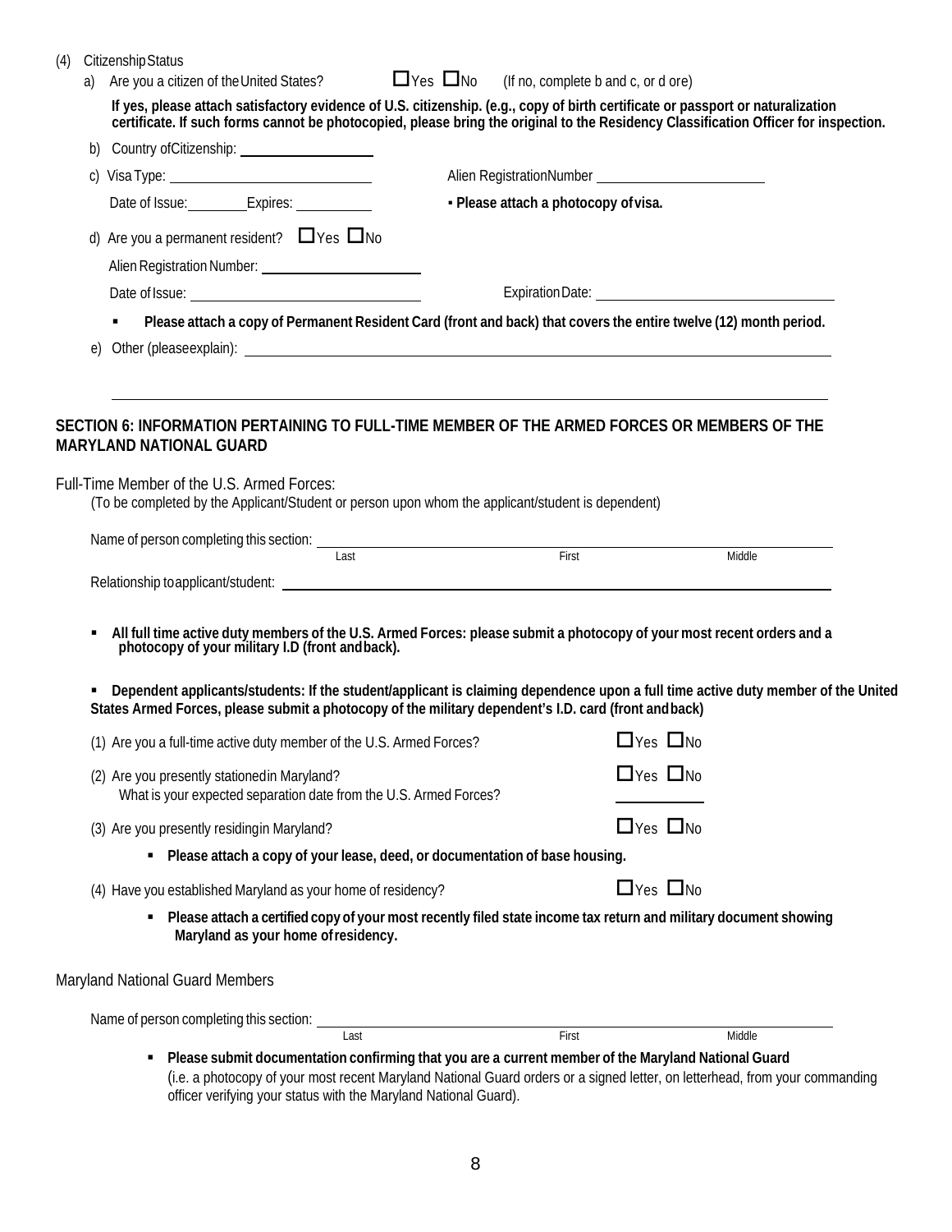(4) Citizenship Status

a) Are you a citizen of the United States? ☐ Yes ☐ No (If no, complete b and c, or d ore)

**If yes, please attach satisfactory evidence of U.S. citizenship. (e.g., copy of birth certificate or passport or naturalization certificate. If such forms cannot be photocopied, please bring the original to the Residency Classification Officer for inspection.**

b) Country of Citizenship: ________________

c) Visa Type: ________________ Alien Registration Number ________________

Date of Issue: ________ Expires: ________ ▪ **Please attach a photocopy of visa.**

d) Are you a permanent resident? ☐ Yes ☐ No

Alien Registration Number: ________________

Date of Issue: ________________ Expiration Date: ________________

- **Please attach a copy of Permanent Resident Card (front and back) that covers the entire twelve (12) month period.**

e) Other (please explain): ________________

________________

## SECTION 6: INFORMATION PERTAINING TO FULL-TIME MEMBER OF THE ARMED FORCES OR MEMBERS OF THE MARYLAND NATIONAL GUARD

Full-Time Member of the U.S. Armed Forces:

(To be completed by the Applicant/Student or person upon whom the applicant/student is dependent)

Name of person completing this section: ________________

Last First Middle

Relationship to applicant/student: ________________

- **All full time active duty members of the U.S. Armed Forces: please submit a photocopy of your most recent orders and a photocopy of your military I.D (front and back).**

- **Dependent applicants/students: If the student/applicant is claiming dependence upon a full time active duty member of the United States Armed Forces, please submit a photocopy of the military dependent's I.D. card (front and back)**

(1) Are you a full-time active duty member of the U.S. Armed Forces? ☐ Yes ☐ No

(2) Are you presently stationed in Maryland? ☐ Yes ☐ No

What is your expected separation date from the U.S. Armed Forces? ________

(3) Are you presently residing in Maryland? ☐ Yes ☐ No

- **Please attach a copy of your lease, deed, or documentation of base housing.**

(4) Have you established Maryland as your home of residency? ☐ Yes ☐ No

- **Please attach a certified copy of your most recently filed state income tax return and military document showing Maryland as your home of residency.**

Maryland National Guard Members

Name of person completing this section: ________________

Last First Middle

- **Please submit documentation confirming that you are a current member of the Maryland National Guard** (i.e. a photocopy of your most recent Maryland National Guard orders or a signed letter, on letterhead, from your commanding officer verifying your status with the Maryland National Guard).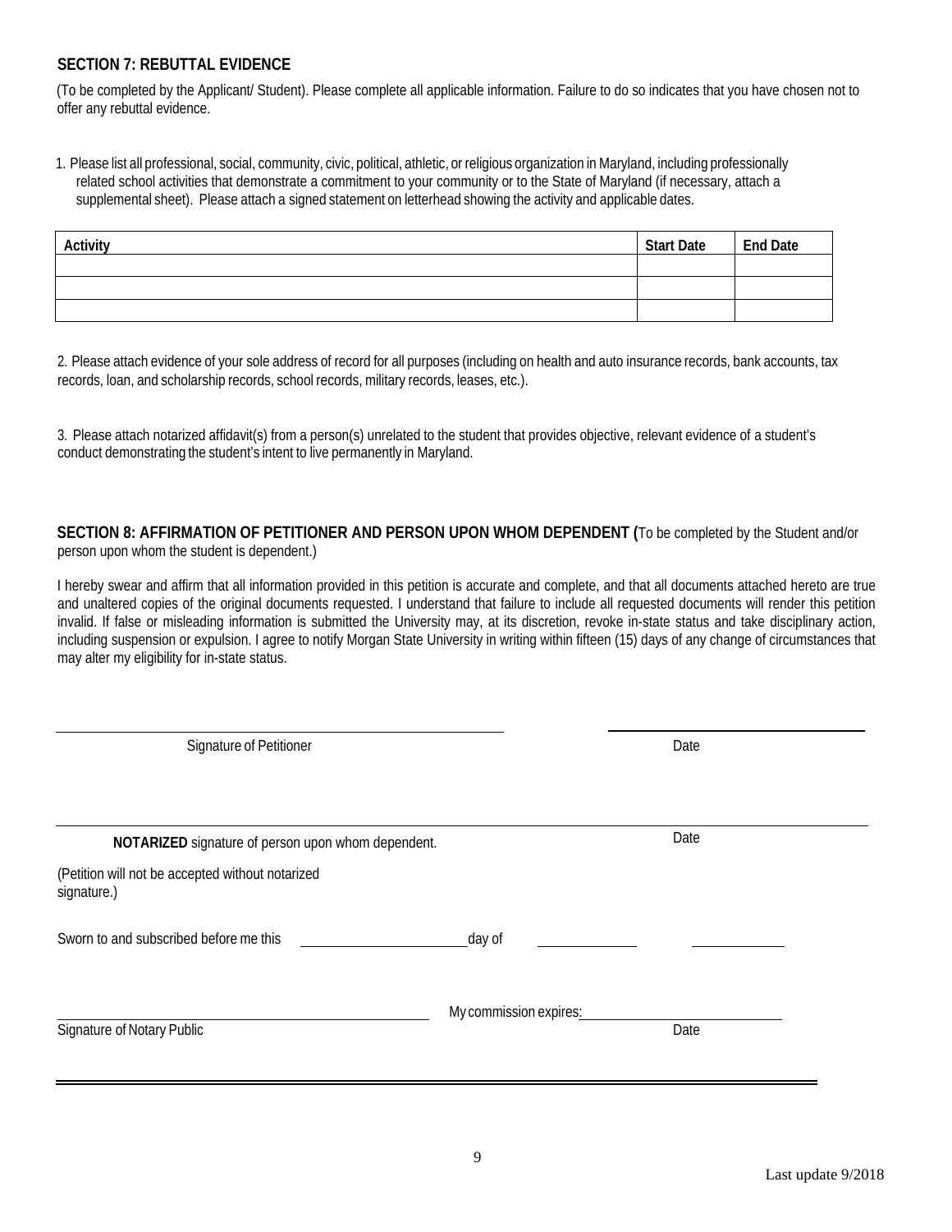## SECTION 7: REBUTTAL EVIDENCE

(To be completed by the Applicant/ Student). Please complete all applicable information. Failure to do so indicates that you have chosen not to offer any rebuttal evidence.

1. Please list all professional, social, community, civic, political, athletic, or religious organization in Maryland, including professionally related school activities that demonstrate a commitment to your community or to the State of Maryland (if necessary, attach a supplemental sheet). Please attach a signed statement on letterhead showing the activity and applicable dates.

| Activity | Start Date | End Date |
|---|---|---|
| | | |
| | | |
| | | |

2. Please attach evidence of your sole address of record for all purposes (including on health and auto insurance records, bank accounts, tax records, loan, and scholarship records, school records, military records, leases, etc.).

3. Please attach notarized affidavit(s) from a person(s) unrelated to the student that provides objective, relevant evidence of a student's conduct demonstrating the student's intent to live permanently in Maryland.

**SECTION 8: AFFIRMATION OF PETITIONER AND PERSON UPON WHOM DEPENDENT (**To be completed by the Student and/or person upon whom the student is dependent.)

I hereby swear and affirm that all information provided in this petition is accurate and complete, and that all documents attached hereto are true and unaltered copies of the original documents requested. I understand that failure to include all requested documents will render this petition invalid. If false or misleading information is submitted the University may, at its discretion, revoke in-state status and take disciplinary action, including suspension or expulsion. I agree to notify Morgan State University in writing within fifteen (15) days of any change of circumstances that may alter my eligibility for in-state status.

\_\_\_\_\_\_\_\_\_\_\_\_\_\_\_\_\_\_\_\_\_\_\_\_\_\_\_\_\_\_\_\_\_\_\_\_\_\_\_\_ \_\_\_\_\_\_\_\_\_\_\_\_\_\_\_\_\_\_\_\_

Signature of Petitioner Date

\_\_\_\_\_\_\_\_\_\_\_\_\_\_\_\_\_\_\_\_\_\_\_\_\_\_\_\_\_\_\_\_\_\_\_\_\_\_\_\_\_\_\_\_\_\_\_\_\_\_\_\_\_\_\_\_\_\_\_\_

**NOTARIZED** signature of person upon whom dependent. Date

(Petition will not be accepted without notarized signature.)

Sworn to and subscribed before me this \_\_\_\_\_\_\_\_\_\_\_\_\_\_\_\_ day of \_\_\_\_\_\_\_\_\_\_ \_\_\_\_\_\_\_\_\_\_

\_\_\_\_\_\_\_\_\_\_\_\_\_\_\_\_\_\_\_\_\_\_\_\_\_\_\_\_\_\_\_\_\_\_\_\_ My commission expires: \_\_\_\_\_\_\_\_\_\_\_\_\_\_\_\_\_\_\_\_

Signature of Notary Public Date

Last update 9/2018